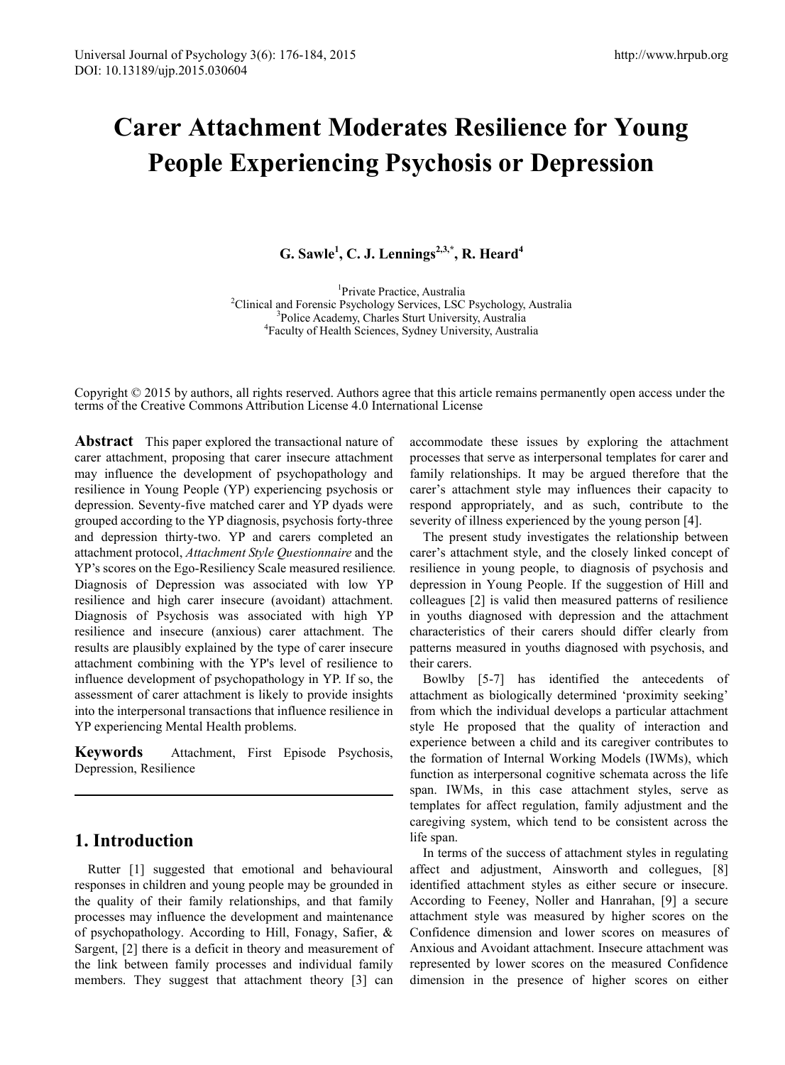# Carer Attachment Moderates Resilience for Young People Experiencing Psychosis or Depression

**G. Sawle[1], C. J. Lennings[2,3,*], R. Heard[4]**

[1]Private Practice, Australia
[2]Clinical and Forensic Psychology Services, LSC Psychology, Australia
[3]Police Academy, Charles Sturt University, Australia
[4]Faculty of Health Sciences, Sydney University, Australia

Copyright © 2015 by authors, all rights reserved. Authors agree that this article remains permanently open access under the terms of the Creative Commons Attribution License 4.0 International License

**Abstract** This paper explored the transactional nature of carer attachment, proposing that carer insecure attachment may influence the development of psychopathology and resilience in Young People (YP) experiencing psychosis or depression. Seventy-five matched carer and YP dyads were grouped according to the YP diagnosis, psychosis forty-three and depression thirty-two. YP and carers completed an attachment protocol, *Attachment Style Questionnaire* and the YP's scores on the Ego-Resiliency Scale measured resilience. Diagnosis of Depression was associated with low YP resilience and high carer insecure (avoidant) attachment. Diagnosis of Psychosis was associated with high YP resilience and insecure (anxious) carer attachment. The results are plausibly explained by the type of carer insecure attachment combining with the YP's level of resilience to influence development of psychopathology in YP. If so, the assessment of carer attachment is likely to provide insights into the interpersonal transactions that influence resilience in YP experiencing Mental Health problems.

**Keywords** Attachment, First Episode Psychosis, Depression, Resilience

## 1. Introduction

Rutter [1] suggested that emotional and behavioural responses in children and young people may be grounded in the quality of their family relationships, and that family processes may influence the development and maintenance of psychopathology. According to Hill, Fonagy, Safier, & Sargent, [2] there is a deficit in theory and measurement of the link between family processes and individual family members. They suggest that attachment theory [3] can accommodate these issues by exploring the attachment processes that serve as interpersonal templates for carer and family relationships. It may be argued therefore that the carer's attachment style may influences their capacity to respond appropriately, and as such, contribute to the severity of illness experienced by the young person [4].

The present study investigates the relationship between carer's attachment style, and the closely linked concept of resilience in young people, to diagnosis of psychosis and depression in Young People. If the suggestion of Hill and colleagues [2] is valid then measured patterns of resilience in youths diagnosed with depression and the attachment characteristics of their carers should differ clearly from patterns measured in youths diagnosed with psychosis, and their carers.

Bowlby [5-7] has identified the antecedents of attachment as biologically determined 'proximity seeking' from which the individual develops a particular attachment style He proposed that the quality of interaction and experience between a child and its caregiver contributes to the formation of Internal Working Models (IWMs), which function as interpersonal cognitive schemata across the life span. IWMs, in this case attachment styles, serve as templates for affect regulation, family adjustment and the caregiving system, which tend to be consistent across the life span.

In terms of the success of attachment styles in regulating affect and adjustment, Ainsworth and collegues, [8] identified attachment styles as either secure or insecure. According to Feeney, Noller and Hanrahan, [9] a secure attachment style was measured by higher scores on the Confidence dimension and lower scores on measures of Anxious and Avoidant attachment. Insecure attachment was represented by lower scores on the measured Confidence dimension in the presence of higher scores on either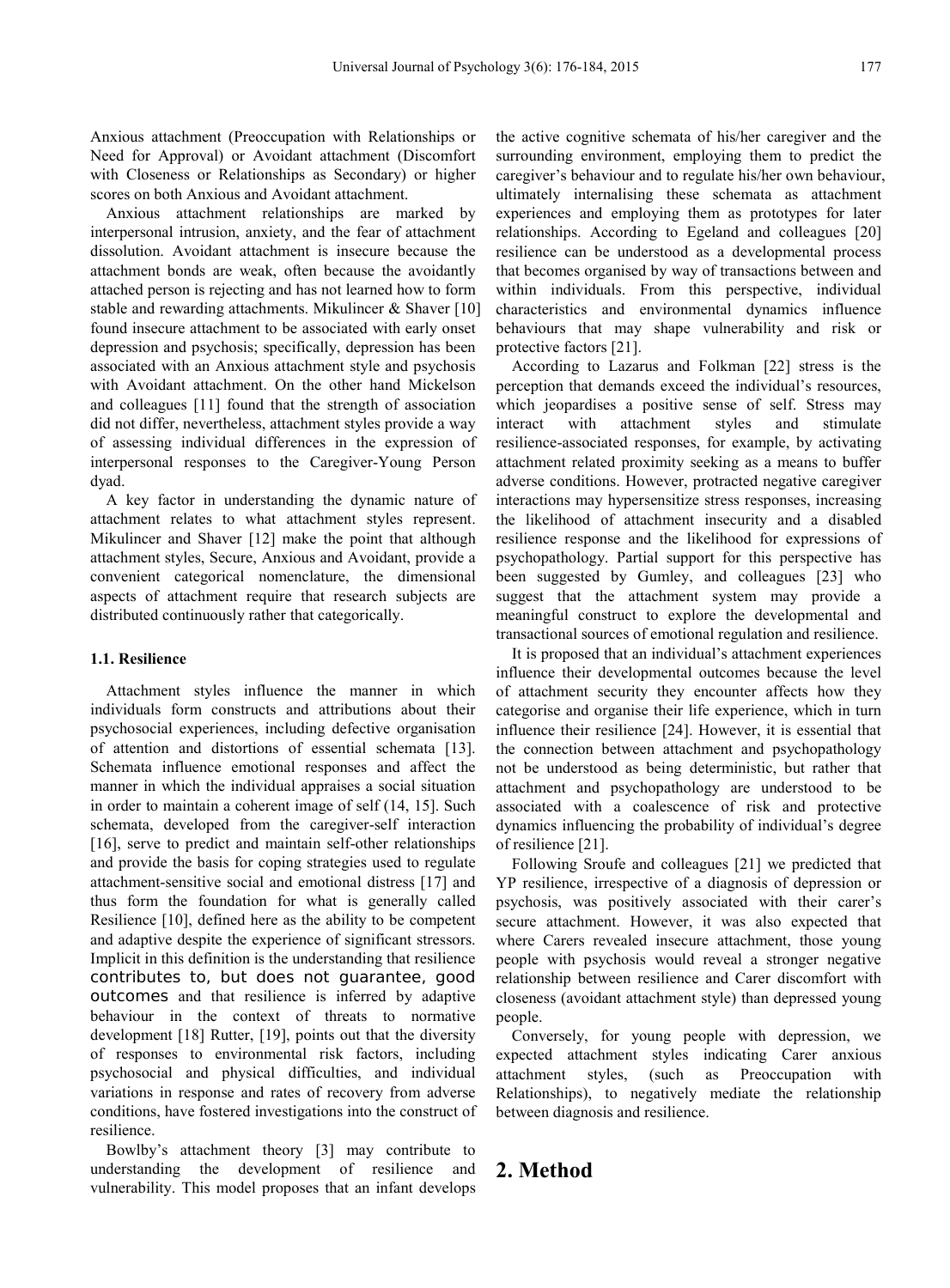Anxious attachment (Preoccupation with Relationships or Need for Approval) or Avoidant attachment (Discomfort with Closeness or Relationships as Secondary) or higher scores on both Anxious and Avoidant attachment.

Anxious attachment relationships are marked by interpersonal intrusion, anxiety, and the fear of attachment dissolution. Avoidant attachment is insecure because the attachment bonds are weak, often because the avoidantly attached person is rejecting and has not learned how to form stable and rewarding attachments. Mikulincer & Shaver [10] found insecure attachment to be associated with early onset depression and psychosis; specifically, depression has been associated with an Anxious attachment style and psychosis with Avoidant attachment. On the other hand Mickelson and colleagues [11] found that the strength of association did not differ, nevertheless, attachment styles provide a way of assessing individual differences in the expression of interpersonal responses to the Caregiver-Young Person dyad.

A key factor in understanding the dynamic nature of attachment relates to what attachment styles represent. Mikulincer and Shaver [12] make the point that although attachment styles, Secure, Anxious and Avoidant, provide a convenient categorical nomenclature, the dimensional aspects of attachment require that research subjects are distributed continuously rather that categorically.

### 1.1. Resilience

Attachment styles influence the manner in which individuals form constructs and attributions about their psychosocial experiences, including defective organisation of attention and distortions of essential schemata [13]. Schemata influence emotional responses and affect the manner in which the individual appraises a social situation in order to maintain a coherent image of self (14, 15]. Such schemata, developed from the caregiver-self interaction [16], serve to predict and maintain self-other relationships and provide the basis for coping strategies used to regulate attachment-sensitive social and emotional distress [17] and thus form the foundation for what is generally called Resilience [10], defined here as the ability to be competent and adaptive despite the experience of significant stressors. Implicit in this definition is the understanding that resilience contributes to, but does not guarantee, good outcomes and that resilience is inferred by adaptive behaviour in the context of threats to normative development [18] Rutter, [19], points out that the diversity of responses to environmental risk factors, including psychosocial and physical difficulties, and individual variations in response and rates of recovery from adverse conditions, have fostered investigations into the construct of resilience.

Bowlby's attachment theory [3] may contribute to understanding the development of resilience and vulnerability. This model proposes that an infant develops the active cognitive schemata of his/her caregiver and the surrounding environment, employing them to predict the caregiver's behaviour and to regulate his/her own behaviour, ultimately internalising these schemata as attachment experiences and employing them as prototypes for later relationships. According to Egeland and colleagues [20] resilience can be understood as a developmental process that becomes organised by way of transactions between and within individuals. From this perspective, individual characteristics and environmental dynamics influence behaviours that may shape vulnerability and risk or protective factors [21].

According to Lazarus and Folkman [22] stress is the perception that demands exceed the individual's resources, which jeopardises a positive sense of self. Stress may interact with attachment styles and stimulate resilience-associated responses, for example, by activating attachment related proximity seeking as a means to buffer adverse conditions. However, protracted negative caregiver interactions may hypersensitize stress responses, increasing the likelihood of attachment insecurity and a disabled resilience response and the likelihood for expressions of psychopathology. Partial support for this perspective has been suggested by Gumley, and colleagues [23] who suggest that the attachment system may provide a meaningful construct to explore the developmental and transactional sources of emotional regulation and resilience.

It is proposed that an individual's attachment experiences influence their developmental outcomes because the level of attachment security they encounter affects how they categorise and organise their life experience, which in turn influence their resilience [24]. However, it is essential that the connection between attachment and psychopathology not be understood as being deterministic, but rather that attachment and psychopathology are understood to be associated with a coalescence of risk and protective dynamics influencing the probability of individual's degree of resilience [21].

Following Sroufe and colleagues [21] we predicted that YP resilience, irrespective of a diagnosis of depression or psychosis, was positively associated with their carer's secure attachment. However, it was also expected that where Carers revealed insecure attachment, those young people with psychosis would reveal a stronger negative relationship between resilience and Carer discomfort with closeness (avoidant attachment style) than depressed young people.

Conversely, for young people with depression, we expected attachment styles indicating Carer anxious attachment styles, (such as Preoccupation with Relationships), to negatively mediate the relationship between diagnosis and resilience.

## 2. Method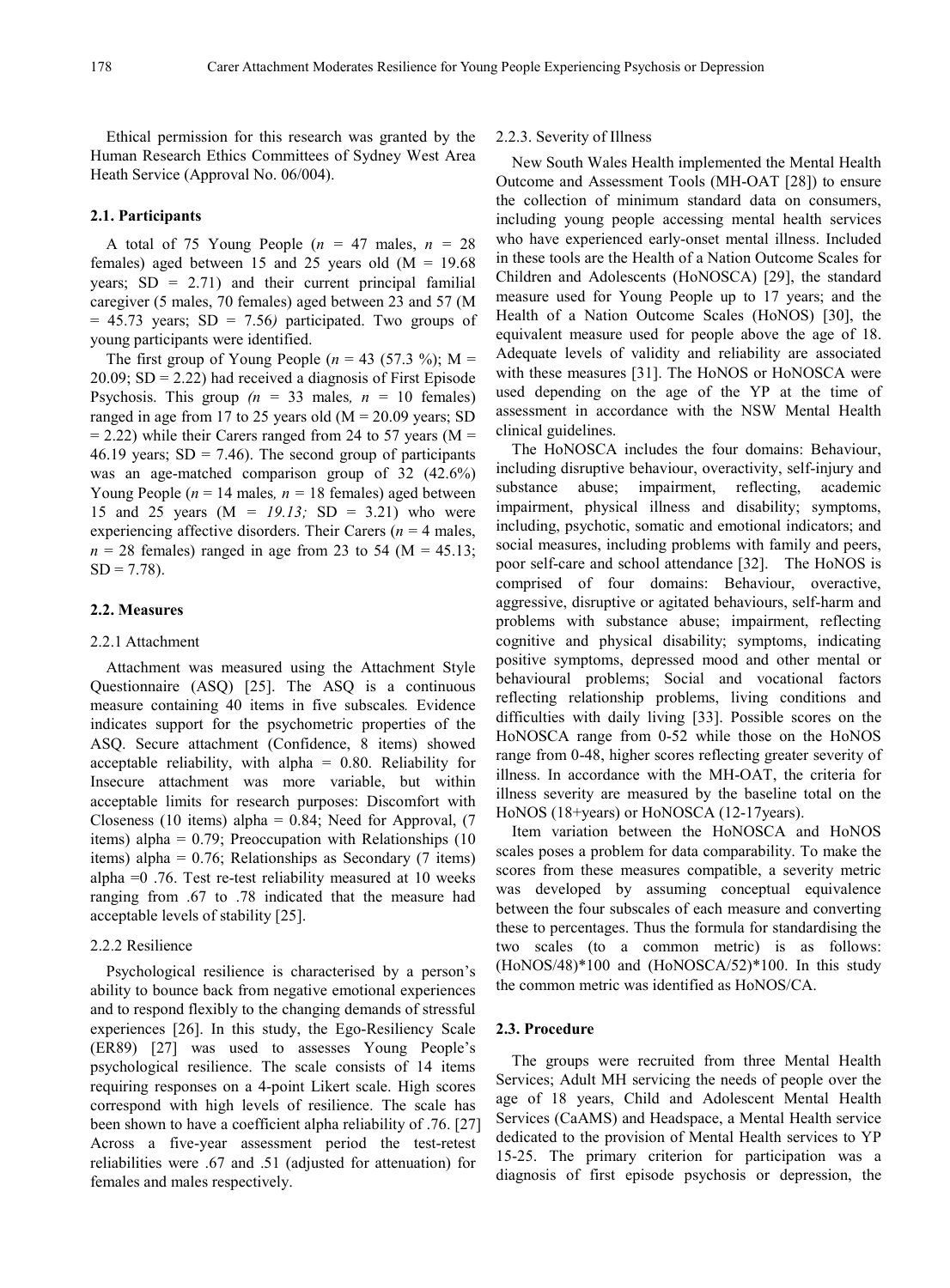Ethical permission for this research was granted by the Human Research Ethics Committees of Sydney West Area Heath Service (Approval No. 06/004).

## 2.1. Participants

A total of 75 Young People ($n$ = 47 males, $n$ = 28 females) aged between 15 and 25 years old (M = 19.68 years; SD = 2.71) and their current principal familial caregiver (5 males, 70 females) aged between 23 and 57 (M = 45.73 years; SD = 7.56*)* participated. Two groups of young participants were identified.

The first group of Young People ($n$ = 43 (57.3 %); M = 20.09; SD = 2.22) had received a diagnosis of First Episode Psychosis. This group *(n* = 33 males*, n* = 10 females) ranged in age from 17 to 25 years old (M = 20.09 years; SD = 2.22) while their Carers ranged from 24 to 57 years (M = 46.19 years; SD = 7.46). The second group of participants was an age-matched comparison group of 32 (42.6%) Young People ($n$ = 14 males*, n* = 18 females) aged between 15 and 25 years (M = *19.13;* SD = 3.21) who were experiencing affective disorders. Their Carers ($n$ = 4 males, $n$ = 28 females) ranged in age from 23 to 54 (M = 45.13; SD = 7.78).

## 2.2. Measures

### 2.2.1 Attachment

Attachment was measured using the Attachment Style Questionnaire (ASQ) [25]. The ASQ is a continuous measure containing 40 items in five subscales*.* Evidence indicates support for the psychometric properties of the ASQ. Secure attachment (Confidence, 8 items) showed acceptable reliability, with alpha = 0.80. Reliability for Insecure attachment was more variable, but within acceptable limits for research purposes: Discomfort with Closeness (10 items) alpha = 0.84; Need for Approval, (7 items) alpha = 0.79; Preoccupation with Relationships (10 items) alpha = 0.76; Relationships as Secondary (7 items) alpha =0 .76. Test re-test reliability measured at 10 weeks ranging from .67 to .78 indicated that the measure had acceptable levels of stability [25].

### 2.2.2 Resilience

Psychological resilience is characterised by a person's ability to bounce back from negative emotional experiences and to respond flexibly to the changing demands of stressful experiences [26]. In this study, the Ego-Resiliency Scale (ER89) [27] was used to assesses Young People's psychological resilience. The scale consists of 14 items requiring responses on a 4-point Likert scale. High scores correspond with high levels of resilience. The scale has been shown to have a coefficient alpha reliability of .76. [27] Across a five-year assessment period the test-retest reliabilities were .67 and .51 (adjusted for attenuation) for females and males respectively.

### 2.2.3. Severity of Illness

New South Wales Health implemented the Mental Health Outcome and Assessment Tools (MH-OAT [28]) to ensure the collection of minimum standard data on consumers, including young people accessing mental health services who have experienced early-onset mental illness. Included in these tools are the Health of a Nation Outcome Scales for Children and Adolescents (HoNOSCA) [29], the standard measure used for Young People up to 17 years; and the Health of a Nation Outcome Scales (HoNOS) [30], the equivalent measure used for people above the age of 18. Adequate levels of validity and reliability are associated with these measures [31]. The HoNOS or HoNOSCA were used depending on the age of the YP at the time of assessment in accordance with the NSW Mental Health clinical guidelines.

The HoNOSCA includes the four domains: Behaviour, including disruptive behaviour, overactivity, self-injury and substance abuse; impairment, reflecting, academic impairment, physical illness and disability; symptoms, including, psychotic, somatic and emotional indicators; and social measures, including problems with family and peers, poor self-care and school attendance [32]. The HoNOS is comprised of four domains: Behaviour, overactive, aggressive, disruptive or agitated behaviours, self-harm and problems with substance abuse; impairment, reflecting cognitive and physical disability; symptoms, indicating positive symptoms, depressed mood and other mental or behavioural problems; Social and vocational factors reflecting relationship problems, living conditions and difficulties with daily living [33]. Possible scores on the HoNOSCA range from 0-52 while those on the HoNOS range from 0-48, higher scores reflecting greater severity of illness. In accordance with the MH-OAT, the criteria for illness severity are measured by the baseline total on the HoNOS (18+years) or HoNOSCA (12-17years).

Item variation between the HoNOSCA and HoNOS scales poses a problem for data comparability. To make the scores from these measures compatible, a severity metric was developed by assuming conceptual equivalence between the four subscales of each measure and converting these to percentages. Thus the formula for standardising the two scales (to a common metric) is as follows: (HoNOS/48)*100 and (HoNOSCA/52)*100. In this study the common metric was identified as HoNOS/CA.

## 2.3. Procedure

The groups were recruited from three Mental Health Services; Adult MH servicing the needs of people over the age of 18 years, Child and Adolescent Mental Health Services (CaAMS) and Headspace, a Mental Health service dedicated to the provision of Mental Health services to YP 15-25. The primary criterion for participation was a diagnosis of first episode psychosis or depression, the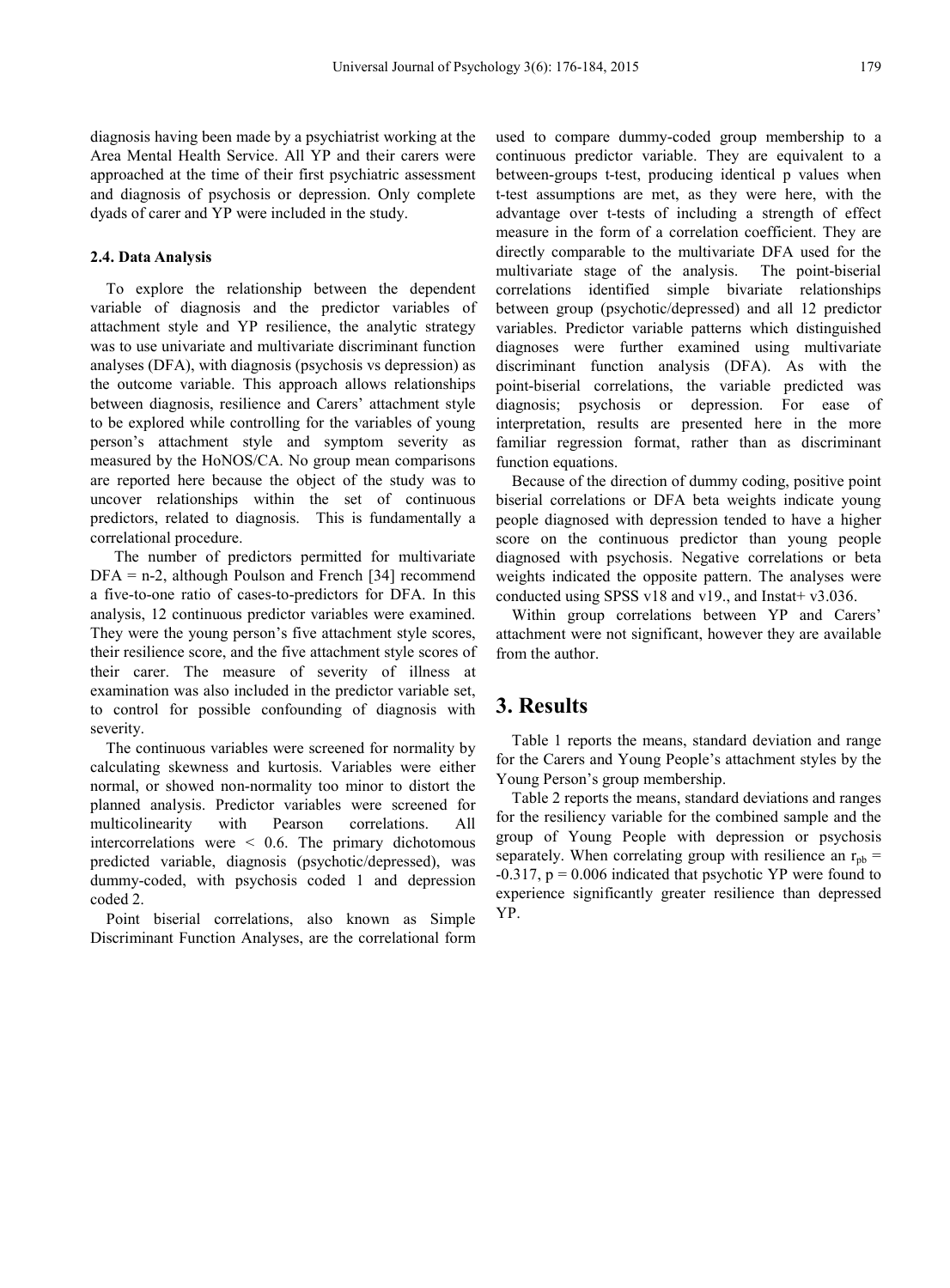diagnosis having been made by a psychiatrist working at the Area Mental Health Service. All YP and their carers were approached at the time of their first psychiatric assessment and diagnosis of psychosis or depression. Only complete dyads of carer and YP were included in the study.

### 2.4. Data Analysis

To explore the relationship between the dependent variable of diagnosis and the predictor variables of attachment style and YP resilience, the analytic strategy was to use univariate and multivariate discriminant function analyses (DFA), with diagnosis (psychosis vs depression) as the outcome variable. This approach allows relationships between diagnosis, resilience and Carers' attachment style to be explored while controlling for the variables of young person's attachment style and symptom severity as measured by the HoNOS/CA. No group mean comparisons are reported here because the object of the study was to uncover relationships within the set of continuous predictors, related to diagnosis. This is fundamentally a correlational procedure.

The number of predictors permitted for multivariate DFA = n-2, although Poulson and French [34] recommend a five-to-one ratio of cases-to-predictors for DFA. In this analysis, 12 continuous predictor variables were examined. They were the young person's five attachment style scores, their resilience score, and the five attachment style scores of their carer. The measure of severity of illness at examination was also included in the predictor variable set, to control for possible confounding of diagnosis with severity.

The continuous variables were screened for normality by calculating skewness and kurtosis. Variables were either normal, or showed non-normality too minor to distort the planned analysis. Predictor variables were screened for multicolinearity with Pearson correlations. All intercorrelations were < 0.6. The primary dichotomous predicted variable, diagnosis (psychotic/depressed), was dummy-coded, with psychosis coded 1 and depression coded 2.

Point biserial correlations, also known as Simple Discriminant Function Analyses, are the correlational form used to compare dummy-coded group membership to a continuous predictor variable. They are equivalent to a between-groups t-test, producing identical p values when t-test assumptions are met, as they were here, with the advantage over t-tests of including a strength of effect measure in the form of a correlation coefficient. They are directly comparable to the multivariate DFA used for the multivariate stage of the analysis. The point-biserial correlations identified simple bivariate relationships between group (psychotic/depressed) and all 12 predictor variables. Predictor variable patterns which distinguished diagnoses were further examined using multivariate discriminant function analysis (DFA). As with the point-biserial correlations, the variable predicted was diagnosis; psychosis or depression. For ease of interpretation, results are presented here in the more familiar regression format, rather than as discriminant function equations.

Because of the direction of dummy coding, positive point biserial correlations or DFA beta weights indicate young people diagnosed with depression tended to have a higher score on the continuous predictor than young people diagnosed with psychosis. Negative correlations or beta weights indicated the opposite pattern. The analyses were conducted using SPSS v18 and v19., and Instat+ v3.036.

Within group correlations between YP and Carers' attachment were not significant, however they are available from the author.

## 3. Results

Table 1 reports the means, standard deviation and range for the Carers and Young People's attachment styles by the Young Person's group membership.

Table 2 reports the means, standard deviations and ranges for the resiliency variable for the combined sample and the group of Young People with depression or psychosis separately. When correlating group with resilience an $r_{pb}$ = -0.317, $p = 0.006$ indicated that psychotic YP were found to experience significantly greater resilience than depressed YP.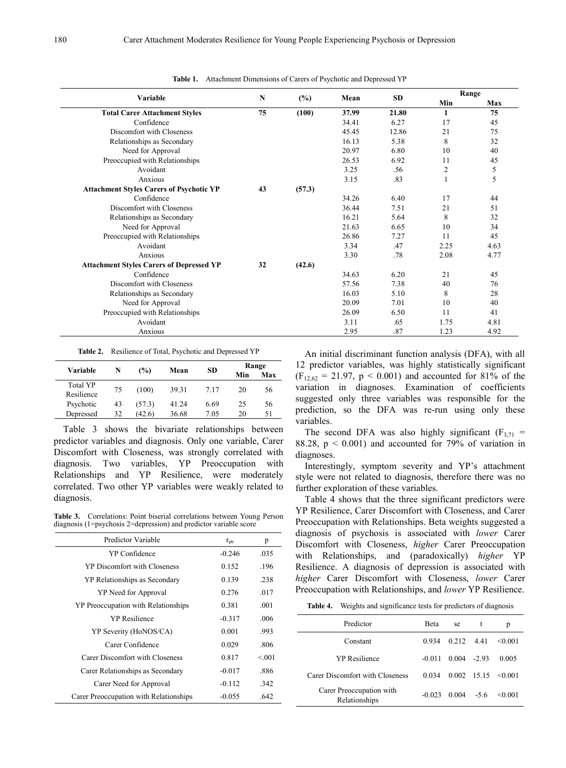**Table 1.** Attachment Dimensions of Carers of Psychotic and Depressed YP

| Variable | N | (%) | Mean | SD | Range | |
|---|---|---|---|---|---|---|
| | | | | | Min | Max |
| **Total Carer Attachment Styles** | **75** | **(100)** | **37.99** | **21.80** | **1** | **75** |
| Confidence | | | 34.41 | 6.27 | 17 | 45 |
| Discomfort with Closeness | | | 45.45 | 12.86 | 21 | 75 |
| Relationships as Secondary | | | 16.13 | 5.38 | 8 | 32 |
| Need for Approval | | | 20.97 | 6.80 | 10 | 40 |
| Preoccupied with Relationships | | | 26.53 | 6.92 | 11 | 45 |
| Avoidant | | | 3.25 | .56 | 2 | 5 |
| Anxious | | | 3.15 | .83 | 1 | 5 |
| **Attachment Styles Carers of Psychotic YP** | **43** | **(57.3)** | | | | |
| Confidence | | | 34.26 | 6.40 | 17 | 44 |
| Discomfort with Closeness | | | 36.44 | 7.51 | 21 | 51 |
| Relationships as Secondary | | | 16.21 | 5.64 | 8 | 32 |
| Need for Approval | | | 21.63 | 6.65 | 10 | 34 |
| Preoccupied with Relationships | | | 26.86 | 7.27 | 11 | 45 |
| Avoidant | | | 3.34 | .47 | 2.25 | 4.63 |
| Anxious | | | 3.30 | .78 | 2.08 | 4.77 |
| **Attachment Styles Carers of Depressed YP** | **32** | **(42.6)** | | | | |
| Confidence | | | 34.63 | 6.20 | 21 | 45 |
| Discomfort with Closeness | | | 57.56 | 7.38 | 40 | 76 |
| Relationships as Secondary | | | 16.03 | 5.10 | 8 | 28 |
| Need for Approval | | | 20.09 | 7.01 | 10 | 40 |
| Preoccupied with Relationships | | | 26.09 | 6.50 | 11 | 41 |
| Avoidant | | | 3.11 | .65 | 1.75 | 4.81 |
| Anxious | | | 2.95 | .87 | 1.23 | 4.92 |

**Table 2.** Resilience of Total, Psychotic and Depressed YP

| Variable | N | (%) | Mean | SD | Range | |
|---|---|---|---|---|---|---|
| | | | | | Min | Max |
| Total YP Resilience | 75 | (100) | 39.31 | 7.17 | 20 | 56 |
| Psychotic | 43 | (57.3) | 41.24 | 6.69 | 25 | 56 |
| Depressed | 32 | (42.6) | 36.68 | 7.05 | 20 | 51 |

Table 3 shows the bivariate relationships between predictor variables and diagnosis. Only one variable, Carer Discomfort with Closeness, was strongly correlated with diagnosis. Two variables, YP Preoccupation with Relationships and YP Resilience, were moderately correlated. Two other YP variables were weakly related to diagnosis.

**Table 3.** Correlations: Point biserial correlations between Young Person diagnosis (1=psychosis 2=depression) and predictor variable score

| Predictor Variable | $r_{pb}$ | p |
|---|---|---|
| YP Confidence | -0.246 | .035 |
| YP Discomfort with Closeness | 0.152 | .196 |
| YP Relationships as Secondary | 0.139 | .238 |
| YP Need for Approval | 0.276 | .017 |
| YP Preoccupation with Relationships | 0.381 | .001 |
| YP Resilience | -0.317 | .006 |
| YP Severity (HoNOS/CA) | 0.001 | .993 |
| Carer Confidence | 0.029 | .806 |
| Carer Discomfort with Closeness | 0.817 | <.001 |
| Carer Relationships as Secondary | -0.017 | .886 |
| Carer Need for Approval | -0.112 | .342 |
| Carer Preoccupation with Relationships | -0.055 | .642 |

An initial discriminant function analysis (DFA), with all 12 predictor variables, was highly statistically significant ($F_{12,62} = 21.97$, $p < 0.001$) and accounted for 81% of the variation in diagnoses. Examination of coefficients suggested only three variables was responsible for the prediction, so the DFA was re-run using only these variables.

The second DFA was also highly significant ($F_{3,71} = 88.28$, $p < 0.001$) and accounted for 79% of variation in diagnoses.

Interestingly, symptom severity and YP's attachment style were not related to diagnosis, therefore there was no further exploration of these variables.

Table 4 shows that the three significant predictors were YP Resilience, Carer Discomfort with Closeness, and Carer Preoccupation with Relationships. Beta weights suggested a diagnosis of psychosis is associated with *lower* Carer Discomfort with Closeness, *higher* Carer Preoccupation with Relationships, and (paradoxically) *higher* YP Resilience. A diagnosis of depression is associated with *higher* Carer Discomfort with Closeness, *lower* Carer Preoccupation with Relationships, and *lower* YP Resilience.

**Table 4.** Weights and significance tests for predictors of diagnosis

| Predictor | Beta | se | t | p |
|---|---|---|---|---|
| Constant | 0.934 | 0.212 | 4.41 | <0.001 |
| YP Resilience | -0.011 | 0.004 | -2.93 | 0.005 |
| Carer Discomfort with Closeness | 0.034 | 0.002 | 15.15 | <0.001 |
| Carer Preoccupation with Relationships | -0.023 | 0.004 | -5.6 | <0.001 |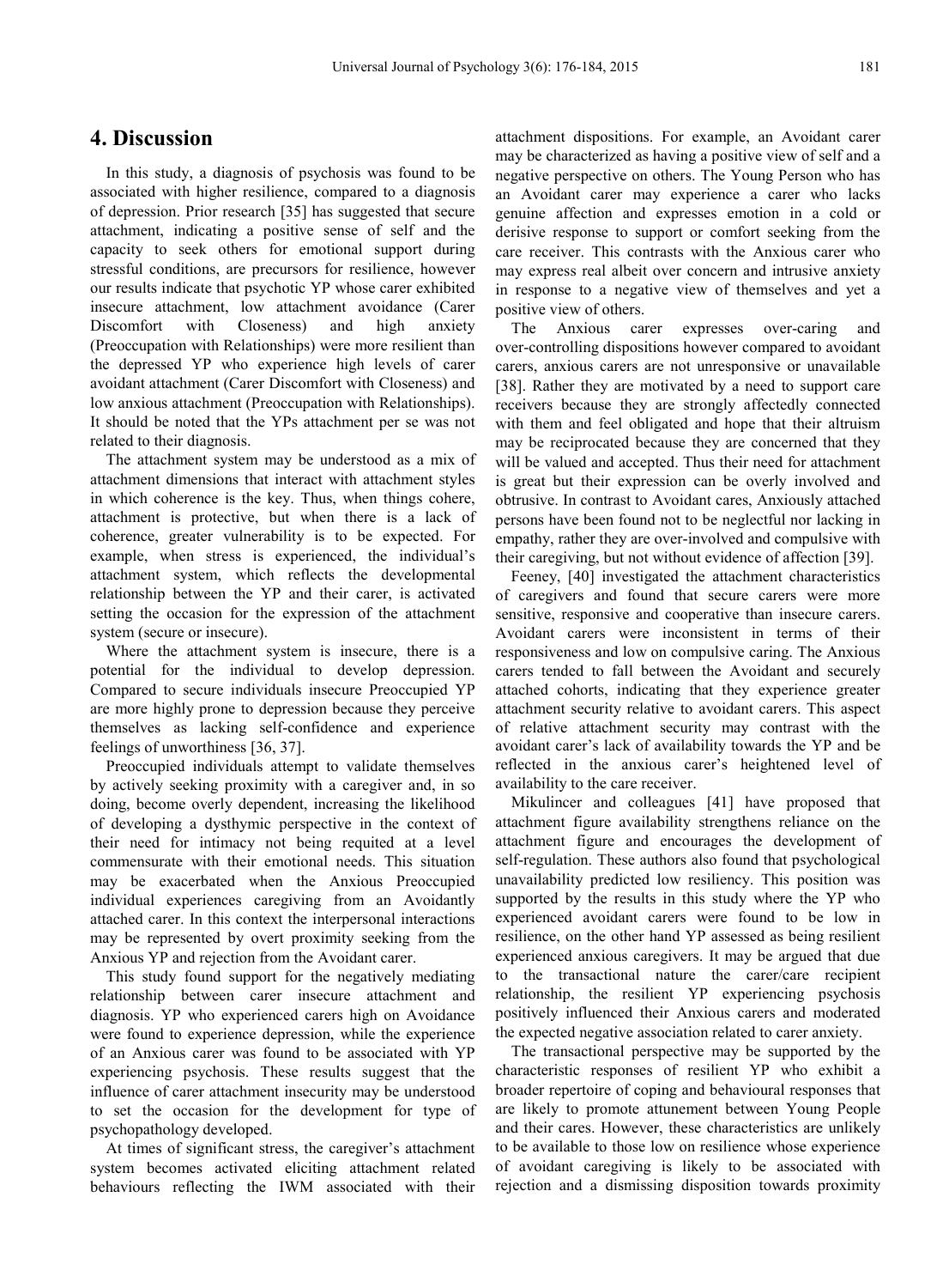## 4. Discussion

In this study, a diagnosis of psychosis was found to be associated with higher resilience, compared to a diagnosis of depression. Prior research [35] has suggested that secure attachment, indicating a positive sense of self and the capacity to seek others for emotional support during stressful conditions, are precursors for resilience, however our results indicate that psychotic YP whose carer exhibited insecure attachment, low attachment avoidance (Carer Discomfort with Closeness) and high anxiety (Preoccupation with Relationships) were more resilient than the depressed YP who experience high levels of carer avoidant attachment (Carer Discomfort with Closeness) and low anxious attachment (Preoccupation with Relationships). It should be noted that the YPs attachment per se was not related to their diagnosis.

The attachment system may be understood as a mix of attachment dimensions that interact with attachment styles in which coherence is the key. Thus, when things cohere, attachment is protective, but when there is a lack of coherence, greater vulnerability is to be expected. For example, when stress is experienced, the individual's attachment system, which reflects the developmental relationship between the YP and their carer, is activated setting the occasion for the expression of the attachment system (secure or insecure).

Where the attachment system is insecure, there is a potential for the individual to develop depression. Compared to secure individuals insecure Preoccupied YP are more highly prone to depression because they perceive themselves as lacking self-confidence and experience feelings of unworthiness [36, 37].

Preoccupied individuals attempt to validate themselves by actively seeking proximity with a caregiver and, in so doing, become overly dependent, increasing the likelihood of developing a dysthymic perspective in the context of their need for intimacy not being requited at a level commensurate with their emotional needs. This situation may be exacerbated when the Anxious Preoccupied individual experiences caregiving from an Avoidantly attached carer. In this context the interpersonal interactions may be represented by overt proximity seeking from the Anxious YP and rejection from the Avoidant carer.

This study found support for the negatively mediating relationship between carer insecure attachment and diagnosis. YP who experienced carers high on Avoidance were found to experience depression, while the experience of an Anxious carer was found to be associated with YP experiencing psychosis. These results suggest that the influence of carer attachment insecurity may be understood to set the occasion for the development for type of psychopathology developed.

At times of significant stress, the caregiver's attachment system becomes activated eliciting attachment related behaviours reflecting the IWM associated with their attachment dispositions. For example, an Avoidant carer may be characterized as having a positive view of self and a negative perspective on others. The Young Person who has an Avoidant carer may experience a carer who lacks genuine affection and expresses emotion in a cold or derisive response to support or comfort seeking from the care receiver. This contrasts with the Anxious carer who may express real albeit over concern and intrusive anxiety in response to a negative view of themselves and yet a positive view of others.

The Anxious carer expresses over-caring and over-controlling dispositions however compared to avoidant carers, anxious carers are not unresponsive or unavailable [38]. Rather they are motivated by a need to support care receivers because they are strongly affectedly connected with them and feel obligated and hope that their altruism may be reciprocated because they are concerned that they will be valued and accepted. Thus their need for attachment is great but their expression can be overly involved and obtrusive. In contrast to Avoidant cares, Anxiously attached persons have been found not to be neglectful nor lacking in empathy, rather they are over-involved and compulsive with their caregiving, but not without evidence of affection [39].

Feeney, [40] investigated the attachment characteristics of caregivers and found that secure carers were more sensitive, responsive and cooperative than insecure carers. Avoidant carers were inconsistent in terms of their responsiveness and low on compulsive caring. The Anxious carers tended to fall between the Avoidant and securely attached cohorts, indicating that they experience greater attachment security relative to avoidant carers. This aspect of relative attachment security may contrast with the avoidant carer's lack of availability towards the YP and be reflected in the anxious carer's heightened level of availability to the care receiver.

Mikulincer and colleagues [41] have proposed that attachment figure availability strengthens reliance on the attachment figure and encourages the development of self-regulation. These authors also found that psychological unavailability predicted low resiliency. This position was supported by the results in this study where the YP who experienced avoidant carers were found to be low in resilience, on the other hand YP assessed as being resilient experienced anxious caregivers. It may be argued that due to the transactional nature the carer/care recipient relationship, the resilient YP experiencing psychosis positively influenced their Anxious carers and moderated the expected negative association related to carer anxiety.

The transactional perspective may be supported by the characteristic responses of resilient YP who exhibit a broader repertoire of coping and behavioural responses that are likely to promote attunement between Young People and their cares. However, these characteristics are unlikely to be available to those low on resilience whose experience of avoidant caregiving is likely to be associated with rejection and a dismissing disposition towards proximity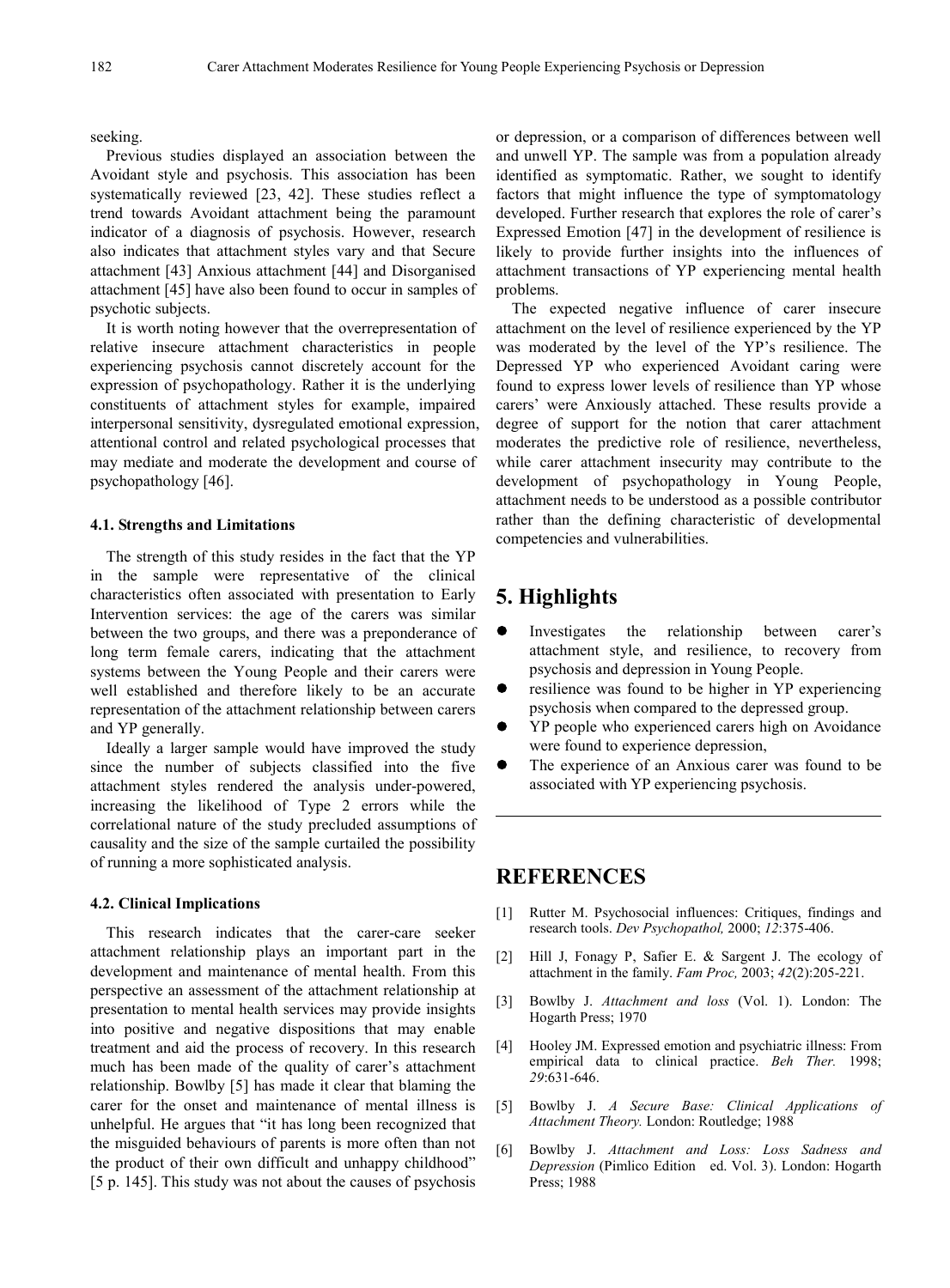seeking.

Previous studies displayed an association between the Avoidant style and psychosis. This association has been systematically reviewed [23, 42]. These studies reflect a trend towards Avoidant attachment being the paramount indicator of a diagnosis of psychosis. However, research also indicates that attachment styles vary and that Secure attachment [43] Anxious attachment [44] and Disorganised attachment [45] have also been found to occur in samples of psychotic subjects.

It is worth noting however that the overrepresentation of relative insecure attachment characteristics in people experiencing psychosis cannot discretely account for the expression of psychopathology. Rather it is the underlying constituents of attachment styles for example, impaired interpersonal sensitivity, dysregulated emotional expression, attentional control and related psychological processes that may mediate and moderate the development and course of psychopathology [46].

### 4.1. Strengths and Limitations

The strength of this study resides in the fact that the YP in the sample were representative of the clinical characteristics often associated with presentation to Early Intervention services: the age of the carers was similar between the two groups, and there was a preponderance of long term female carers, indicating that the attachment systems between the Young People and their carers were well established and therefore likely to be an accurate representation of the attachment relationship between carers and YP generally.

Ideally a larger sample would have improved the study since the number of subjects classified into the five attachment styles rendered the analysis under-powered, increasing the likelihood of Type 2 errors while the correlational nature of the study precluded assumptions of causality and the size of the sample curtailed the possibility of running a more sophisticated analysis.

### 4.2. Clinical Implications

This research indicates that the carer-care seeker attachment relationship plays an important part in the development and maintenance of mental health. From this perspective an assessment of the attachment relationship at presentation to mental health services may provide insights into positive and negative dispositions that may enable treatment and aid the process of recovery. In this research much has been made of the quality of carer's attachment relationship. Bowlby [5] has made it clear that blaming the carer for the onset and maintenance of mental illness is unhelpful. He argues that "it has long been recognized that the misguided behaviours of parents is more often than not the product of their own difficult and unhappy childhood" [5 p. 145]. This study was not about the causes of psychosis or depression, or a comparison of differences between well and unwell YP. The sample was from a population already identified as symptomatic. Rather, we sought to identify factors that might influence the type of symptomatology developed. Further research that explores the role of carer's Expressed Emotion [47] in the development of resilience is likely to provide further insights into the influences of attachment transactions of YP experiencing mental health problems.

The expected negative influence of carer insecure attachment on the level of resilience experienced by the YP was moderated by the level of the YP's resilience. The Depressed YP who experienced Avoidant caring were found to express lower levels of resilience than YP whose carers' were Anxiously attached. These results provide a degree of support for the notion that carer attachment moderates the predictive role of resilience, nevertheless, while carer attachment insecurity may contribute to the development of psychopathology in Young People, attachment needs to be understood as a possible contributor rather than the defining characteristic of developmental competencies and vulnerabilities.

## 5. Highlights

- Investigates the relationship between carer's attachment style, and resilience, to recovery from psychosis and depression in Young People.
- resilience was found to be higher in YP experiencing psychosis when compared to the depressed group.
- YP people who experienced carers high on Avoidance were found to experience depression,
- The experience of an Anxious carer was found to be associated with YP experiencing psychosis.

## REFERENCES

[1] Rutter M. Psychosocial influences: Critiques, findings and research tools. *Dev Psychopathol,* 2000; *12*:375-406.

[2] Hill J, Fonagy P, Safier E. & Sargent J. The ecology of attachment in the family. *Fam Proc,* 2003; *42*(2):205-221.

[3] Bowlby J. *Attachment and loss* (Vol. 1). London: The Hogarth Press; 1970

[4] Hooley JM. Expressed emotion and psychiatric illness: From empirical data to clinical practice. *Beh Ther.* 1998; *29*:631-646.

[5] Bowlby J. *A Secure Base: Clinical Applications of Attachment Theory.* London: Routledge; 1988

[6] Bowlby J. *Attachment and Loss: Loss Sadness and Depression* (Pimlico Edition ed. Vol. 3). London: Hogarth Press; 1988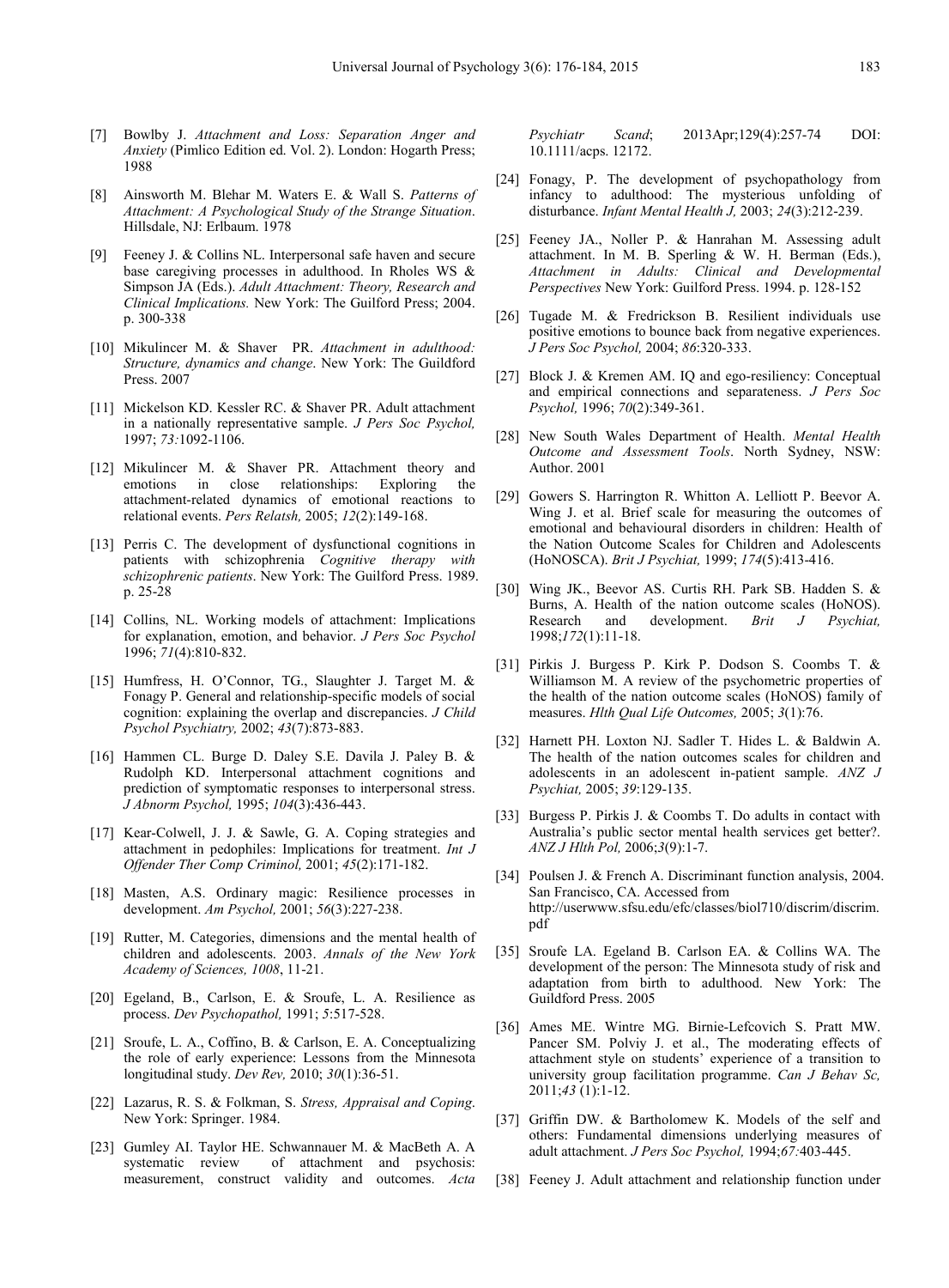[7] Bowlby J. *Attachment and Loss: Separation Anger and Anxiety* (Pimlico Edition ed. Vol. 2). London: Hogarth Press; 1988

[8] Ainsworth M. Blehar M. Waters E. & Wall S. *Patterns of Attachment: A Psychological Study of the Strange Situation*. Hillsdale, NJ: Erlbaum. 1978

[9] Feeney J. & Collins NL. Interpersonal safe haven and secure base caregiving processes in adulthood. In Rholes WS & Simpson JA (Eds.). *Adult Attachment: Theory, Research and Clinical Implications.* New York: The Guilford Press; 2004. p. 300-338

[10] Mikulincer M. & Shaver PR. *Attachment in adulthood: Structure, dynamics and change*. New York: The Guildford Press. 2007

[11] Mickelson KD. Kessler RC. & Shaver PR. Adult attachment in a nationally representative sample. *J Pers Soc Psychol,* 1997; *73:*1092-1106.

[12] Mikulincer M. & Shaver PR. Attachment theory and emotions in close relationships: Exploring the attachment-related dynamics of emotional reactions to relational events. *Pers Relatsh,* 2005; *12*(2):149-168.

[13] Perris C. The development of dysfunctional cognitions in patients with schizophrenia *Cognitive therapy with schizophrenic patients*. New York: The Guilford Press. 1989. p. 25-28

[14] Collins, NL. Working models of attachment: Implications for explanation, emotion, and behavior. *J Pers Soc Psychol* 1996; *71*(4):810-832.

[15] Humfress, H. O'Connor, TG., Slaughter J. Target M. & Fonagy P. General and relationship-specific models of social cognition: explaining the overlap and discrepancies. *J Child Psychol Psychiatry,* 2002; *43*(7):873-883.

[16] Hammen CL. Burge D. Daley S.E. Davila J. Paley B. & Rudolph KD. Interpersonal attachment cognitions and prediction of symptomatic responses to interpersonal stress. *J Abnorm Psychol,* 1995; *104*(3):436-443.

[17] Kear-Colwell, J. J. & Sawle, G. A. Coping strategies and attachment in pedophiles: Implications for treatment. *Int J Offender Ther Comp Criminol,* 2001; *45*(2):171-182.

[18] Masten, A.S. Ordinary magic: Resilience processes in development. *Am Psychol,* 2001; *56*(3):227-238.

[19] Rutter, M. Categories, dimensions and the mental health of children and adolescents. 2003. *Annals of the New York Academy of Sciences, 1008*, 11-21.

[20] Egeland, B., Carlson, E. & Sroufe, L. A. Resilience as process. *Dev Psychopathol,* 1991; *5*:517-528.

[21] Sroufe, L. A., Coffino, B. & Carlson, E. A. Conceptualizing the role of early experience: Lessons from the Minnesota longitudinal study. *Dev Rev,* 2010; *30*(1):36-51.

[22] Lazarus, R. S. & Folkman, S. *Stress, Appraisal and Coping*. New York: Springer. 1984.

[23] Gumley AI. Taylor HE. Schwannauer M. & MacBeth A. A systematic review of attachment and psychosis: measurement, construct validity and outcomes. *Acta Psychiatr Scand*; 2013Apr;129(4):257-74 DOI: 10.1111/acps. 12172.

[24] Fonagy, P. The development of psychopathology from infancy to adulthood: The mysterious unfolding of disturbance. *Infant Mental Health J,* 2003; *24*(3):212-239.

[25] Feeney JA., Noller P. & Hanrahan M. Assessing adult attachment. In M. B. Sperling & W. H. Berman (Eds.), *Attachment in Adults: Clinical and Developmental Perspectives* New York: Guilford Press. 1994. p. 128-152

[26] Tugade M. & Fredrickson B. Resilient individuals use positive emotions to bounce back from negative experiences. *J Pers Soc Psychol,* 2004; *86*:320-333.

[27] Block J. & Kremen AM. IQ and ego-resiliency: Conceptual and empirical connections and separateness. *J Pers Soc Psychol,* 1996; *70*(2):349-361.

[28] New South Wales Department of Health. *Mental Health Outcome and Assessment Tools*. North Sydney, NSW: Author. 2001

[29] Gowers S. Harrington R. Whitton A. Lelliott P. Beevor A. Wing J. et al. Brief scale for measuring the outcomes of emotional and behavioural disorders in children: Health of the Nation Outcome Scales for Children and Adolescents (HoNOSCA). *Brit J Psychiat,* 1999; *174*(5):413-416.

[30] Wing JK., Beevor AS. Curtis RH. Park SB. Hadden S. & Burns, A. Health of the nation outcome scales (HoNOS). Research and development. *Brit J Psychiat,* 1998;*172*(1):11-18.

[31] Pirkis J. Burgess P. Kirk P. Dodson S. Coombs T. & Williamson M. A review of the psychometric properties of the health of the nation outcome scales (HoNOS) family of measures. *Hlth Qual Life Outcomes,* 2005; *3*(1):76.

[32] Harnett PH. Loxton NJ. Sadler T. Hides L. & Baldwin A. The health of the nation outcomes scales for children and adolescents in an adolescent in-patient sample. *ANZ J Psychiat,* 2005; *39*:129-135.

[33] Burgess P. Pirkis J. & Coombs T. Do adults in contact with Australia's public sector mental health services get better?. *ANZ J Hlth Pol,* 2006;*3*(9):1-7.

[34] Poulsen J. & French A. Discriminant function analysis, 2004. San Francisco, CA. Accessed from http://userwww.sfsu.edu/efc/classes/biol710/discrim/discrim.pdf

[35] Sroufe LA. Egeland B. Carlson EA. & Collins WA. The development of the person: The Minnesota study of risk and adaptation from birth to adulthood. New York: The Guildford Press. 2005

[36] Ames ME. Wintre MG. Birnie-Lefcovich S. Pratt MW. Pancer SM. Polviy J. et al., The moderating effects of attachment style on students' experience of a transition to university group facilitation programme. *Can J Behav Sc,* 2011;*43* (1):1-12.

[37] Griffin DW. & Bartholomew K. Models of the self and others: Fundamental dimensions underlying measures of adult attachment. *J Pers Soc Psychol,* 1994;*67:*403-445.

[38] Feeney J. Adult attachment and relationship function under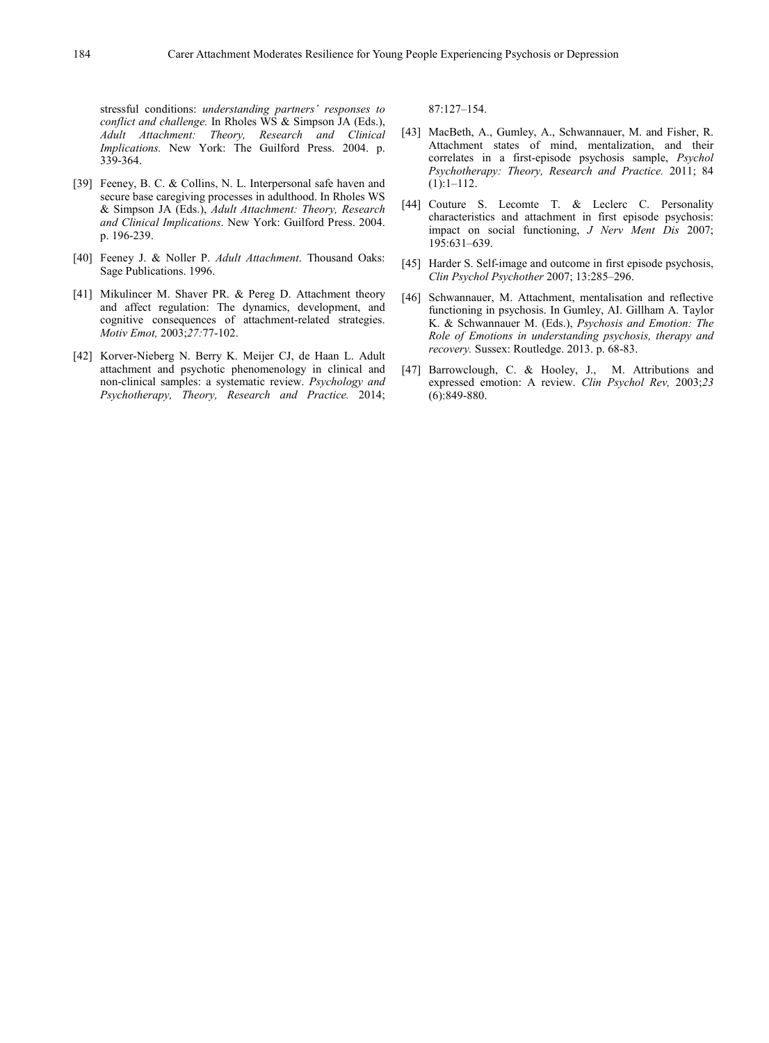stressful conditions: *understanding partners' responses to conflict and challenge.* In Rholes WS & Simpson JA (Eds.), *Adult Attachment: Theory, Research and Clinical Implications.* New York: The Guilford Press. 2004. p. 339-364.

[39] Feeney, B. C. & Collins, N. L. Interpersonal safe haven and secure base caregiving processes in adulthood. In Rholes WS & Simpson JA (Eds.), *Adult Attachment: Theory, Research and Clinical Implications*. New York: Guilford Press. 2004. p. 196-239.

[40] Feeney J. & Noller P. *Adult Attachment*. Thousand Oaks: Sage Publications. 1996.

[41] Mikulincer M. Shaver PR. & Pereg D. Attachment theory and affect regulation: The dynamics, development, and cognitive consequences of attachment-related strategies. *Motiv Emot,* 2003;*27:*77-102.

[42] Korver-Nieberg N. Berry K. Meijer CJ, de Haan L. Adult attachment and psychotic phenomenology in clinical and non-clinical samples: a systematic review. *Psychology and Psychotherapy, Theory, Research and Practice.* 2014; 87:127–154.

[43] MacBeth, A., Gumley, A., Schwannauer, M. and Fisher, R. Attachment states of mind, mentalization, and their correlates in a first-episode psychosis sample, *Psychol Psychotherapy: Theory, Research and Practice.* 2011; 84 (1):1–112.

[44] Couture S. Lecomte T. & Leclerc C. Personality characteristics and attachment in first episode psychosis: impact on social functioning, *J Nerv Ment Dis* 2007; 195:631–639.

[45] Harder S. Self-image and outcome in first episode psychosis, *Clin Psychol Psychother* 2007; 13:285–296.

[46] Schwannauer, M. Attachment, mentalisation and reflective functioning in psychosis. In Gumley, AI. Gillham A. Taylor K. & Schwannauer M. (Eds.), *Psychosis and Emotion: The Role of Emotions in understanding psychosis, therapy and recovery.* Sussex: Routledge. 2013. p. 68-83.

[47] Barrowclough, C. & Hooley, J., M. Attributions and expressed emotion: A review. *Clin Psychol Rev,* 2003;*23* (6):849-880.